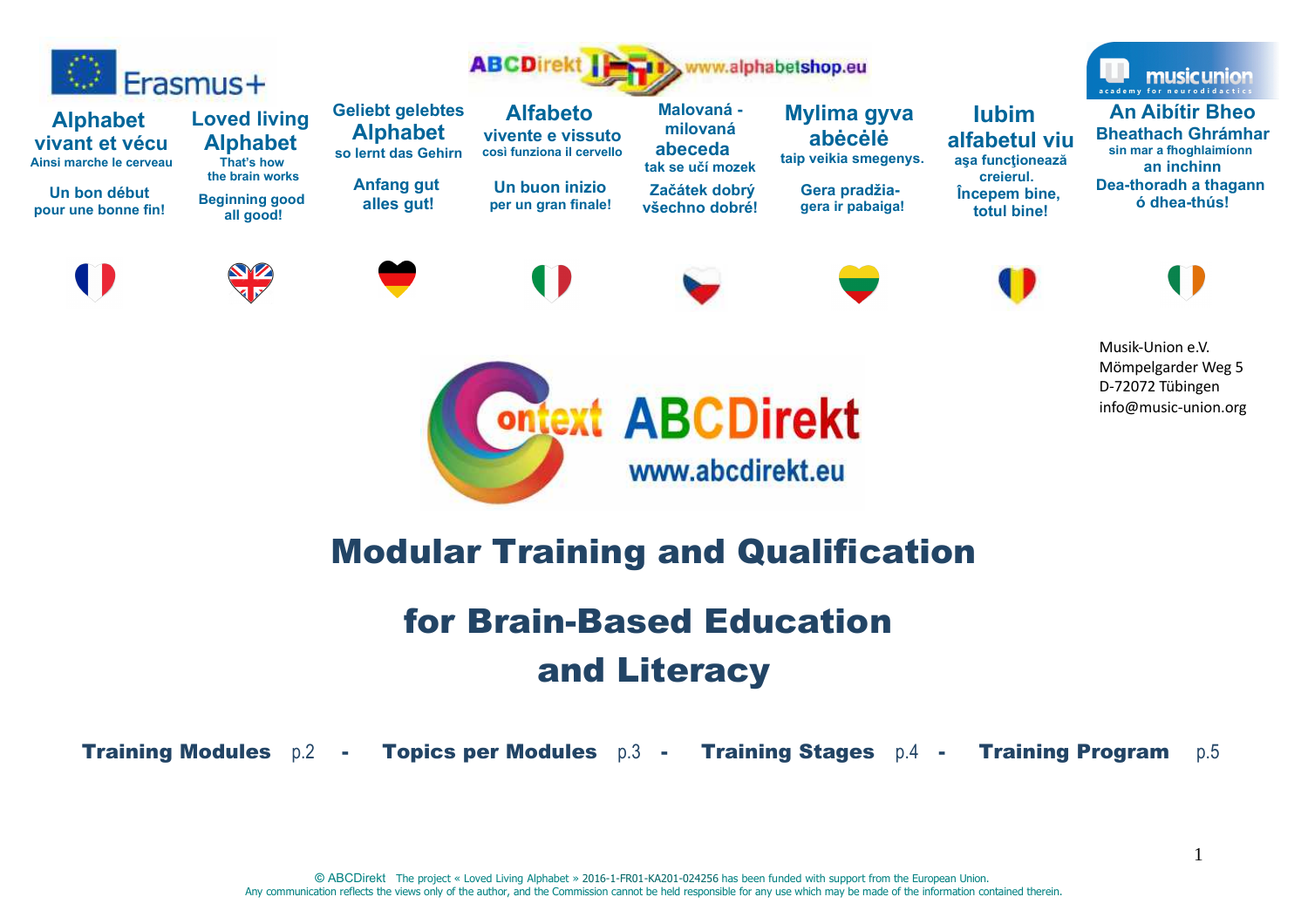Erasmus+

ABCDirekt www.alphabetshop.eu

musicunion academy for neurodidactics

**Alphabet vivant et vécu**
Ainsi marche le cerveau

Un bon début pour une bonne fin!

**Loved living Alphabet**
That's how the brain works

Beginning good all good!

**Geliebt gelebtes Alphabet**
so lernt das Gehirn

Anfang gut alles gut!

**Alfabeto vivente e vissuto**
così funziona il cervello

Un buon inizio per un gran finale!

**Malovaná - milovaná abeceda**
tak se učí mozek

Začátek dobrý všechno dobré!

**Mylima gyva abėcėlė**
taip veikia smegenys.

Gera pradžia-gera ir pabaiga!

**Iubim alfabetul viu**
așa funcționează creierul.

Începem bine, totul bine!

**An Aibítir Bheo Bheathach Ghrámhar**
sin mar a fhoghlaimíonn an inchinn

Dea-thoradh a thagann ó dhea-thús!

Musik-Union e.V.
Mömpelgarder Weg 5
D-72072 Tübingen
info@music-union.org

context ABCDirekt
www.abcdirekt.eu

# Modular Training and Qualification

# for Brain-Based Education and Literacy

**Training Modules** p.2 - **Topics per Modules** p.3 - **Training Stages** p.4 - **Training Program** p.5

© ABCDirekt The project « Loved Living Alphabet » 2016-1-FR01-KA201-024256 has been funded with support from the European Union.
Any communication reflects the views only of the author, and the Commission cannot be held responsible for any use which may be made of the information contained therein.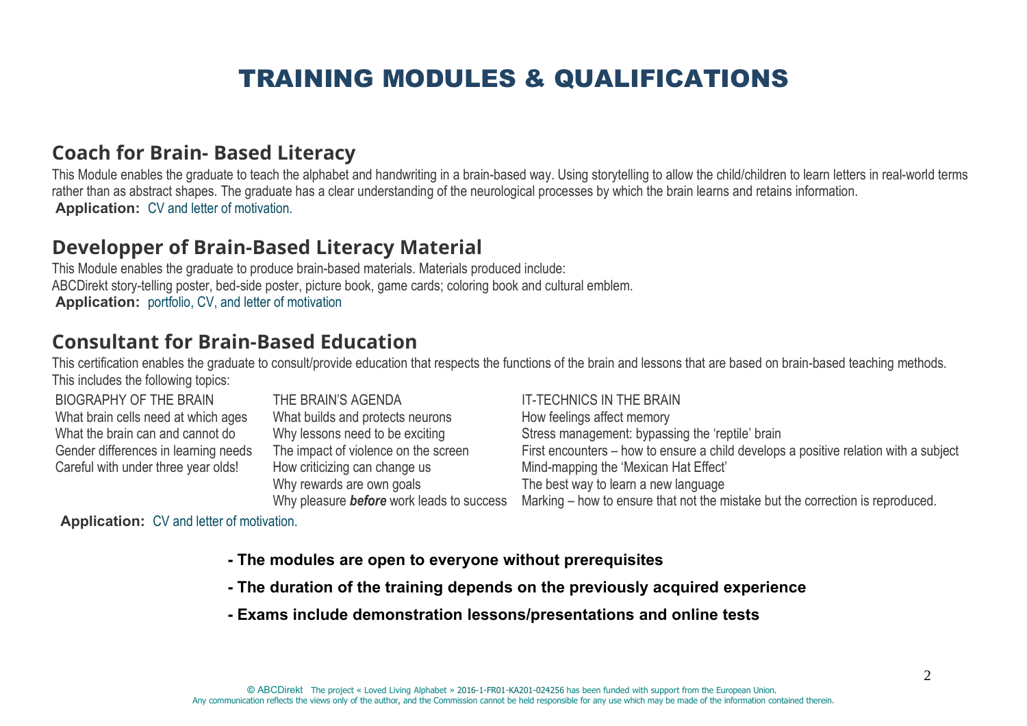# TRAINING MODULES & QUALIFICATIONS

## Coach for Brain- Based Literacy

This Module enables the graduate to teach the alphabet and handwriting in a brain-based way. Using storytelling to allow the child/children to learn letters in real-world terms rather than as abstract shapes. The graduate has a clear understanding of the neurological processes by which the brain learns and retains information.

**Application:** CV and letter of motivation.

## Developper of Brain-Based Literacy Material

This Module enables the graduate to produce brain-based materials. Materials produced include:
ABCDirekt story-telling poster, bed-side poster, picture book, game cards; coloring book and cultural emblem.

**Application:** portfolio, CV, and letter of motivation

## Consultant for Brain-Based Education

This certification enables the graduate to consult/provide education that respects the functions of the brain and lessons that are based on brain-based teaching methods. This includes the following topics:

| BIOGRAPHY OF THE BRAIN | THE BRAIN'S AGENDA | IT-TECHNICS IN THE BRAIN |
|---|---|---|
| What brain cells need at which ages | What builds and protects neurons | How feelings affect memory |
| What the brain can and cannot do | Why lessons need to be exciting | Stress management: bypassing the 'reptile' brain |
| Gender differences in learning needs | The impact of violence on the screen | First encounters – how to ensure a child develops a positive relation with a subject |
| Careful with under three year olds! | How criticizing can change us | Mind-mapping the 'Mexican Hat Effect' |
| | Why rewards are own goals | The best way to learn a new language |
| | Why pleasure ***before*** work leads to success | Marking – how to ensure that not the mistake but the correction is reproduced. |

**Application:** CV and letter of motivation.

- **The modules are open to everyone without prerequisites**
- **The duration of the training depends on the previously acquired experience**
- **Exams include demonstration lessons/presentations and online tests**

© ABCDirekt The project « Loved Living Alphabet » 2016-1-FR01-KA201-024256 has been funded with support from the European Union.
Any communication reflects the views only of the author, and the Commission cannot be held responsible for any use which may be made of the information contained therein.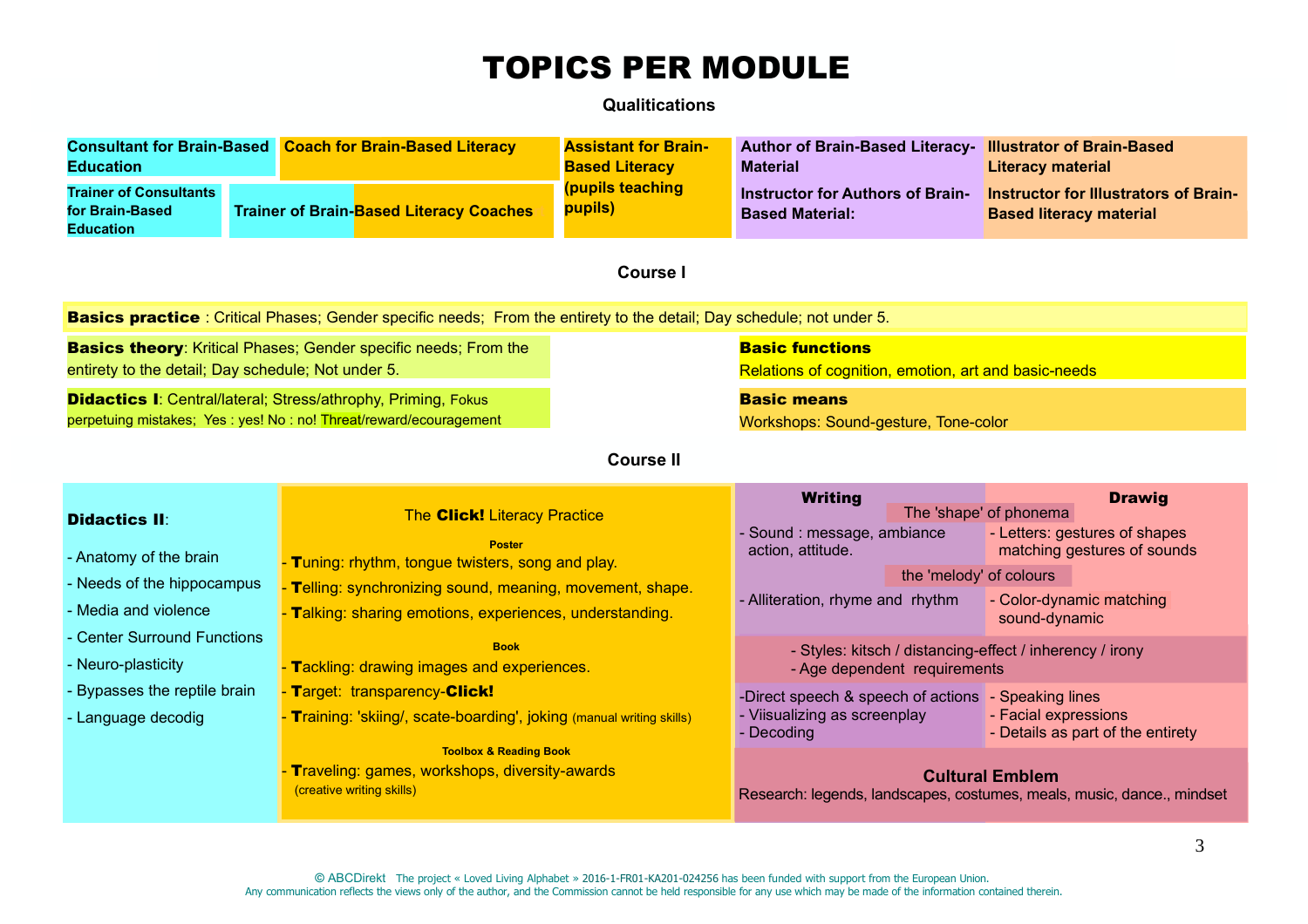# TOPICS PER MODULE

**Qualitications**

**Consultant for Brain-Based Education**

**Trainer of Consultants for Brain-Based Education**

**Coach for Brain-Based Literacy**

**Trainer of Brain-Based Literacy Coaches**

**Assistant for Brain-Based Literacy (pupils teaching pupils)**

**Author of Brain-Based Literacy-Material**

**Instructor for Authors of Brain-Based Material:**

**Illustrator of Brain-Based Literacy material**

**Instructor for Illustrators of Brain-Based literacy material**

## Course I

**Basics practice** : Critical Phases; Gender specific needs; From the entirety to the detail; Day schedule; not under 5.

**Basics theory**: Kritical Phases; Gender specific needs; From the entirety to the detail; Day schedule; Not under 5.

**Didactics I**: Central/lateral; Stress/athrophy, Priming, Fokus perpetuing mistakes; Yes : yes! No : no! Threat/reward/ecouragement

**Basic functions**

Relations of cognition, emotion, art and basic-needs

**Basic means**

Workshops: Sound-gesture, Tone-color

## Course II

**Didactics II**:

- Anatomy of the brain
- Needs of the hippocampus
- Media and violence
- Center Surround Functions
- Neuro-plasticity
- Bypasses the reptile brain
- Language decodig

The **Click!** Literacy Practice

**Poster**

- **T**uning: rhythm, tongue twisters, song and play.
- **T**elling: synchronizing sound, meaning, movement, shape.
- **T**alking: sharing emotions, experiences, understanding.

**Book**

- **T**ackling: drawing images and experiences.
- **T**arget: transparency-**Click!**
- **T**raining: 'skiing/, scate-boarding', joking (manual writing skills)

**Toolbox & Reading Book**

- **T**raveling: games, workshops, diversity-awards (creative writing skills)

| **Writing** | **Drawig** |
|---|---|
| The 'shape' of phonema | |
| - Sound : message, ambiance action, attitude. | - Letters: gestures of shapes matching gestures of sounds |
| the 'melody' of colours | |
| - Alliteration, rhyme and rhythm | - Color-dynamic matching sound-dynamic |
| - Styles: kitsch / distancing-effect / inherency / irony<br>- Age dependent requirements | |
| -Direct speech & speech of actions<br>- Viisualizing as screenplay<br>- Decoding | - Speaking lines<br>- Facial expressions<br>- Details as part of the entirety |

**Cultural Emblem**

Research: legends, landscapes, costumes, meals, music, dance., mindset

© ABCDirekt The project « Loved Living Alphabet » 2016-1-FR01-KA201-024256 has been funded with support from the European Union.
Any communication reflects the views only of the author, and the Commission cannot be held responsible for any use which may be made of the information contained therein.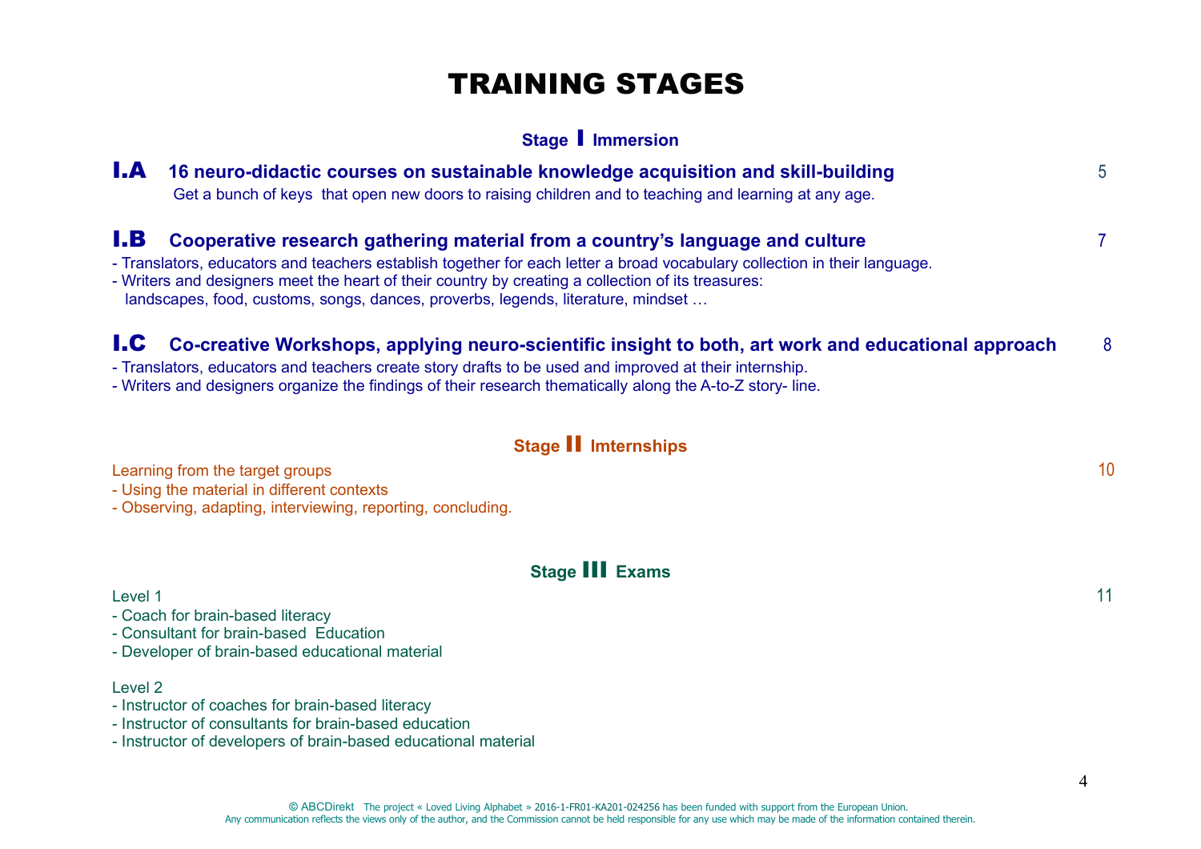# TRAINING STAGES

## Stage I Immersion

### I.A 16 neuro-didactic courses on sustainable knowledge acquisition and skill-building — 5

Get a bunch of keys that open new doors to raising children and to teaching and learning at any age.

### I.B Cooperative research gathering material from a country's language and culture — 7

- Translators, educators and teachers establish together for each letter a broad vocabulary collection in their language.
- Writers and designers meet the heart of their country by creating a collection of its treasures: landscapes, food, customs, songs, dances, proverbs, legends, literature, mindset …

### I.C Co-creative Workshops, applying neuro-scientific insight to both, art work and educational approach — 8

- Translators, educators and teachers create story drafts to be used and improved at their internship.
- Writers and designers organize the findings of their research thematically along the A-to-Z story- line.

## Stage II Imternships

Learning from the target groups — 10

- Using the material in different contexts
- Observing, adapting, interviewing, reporting, concluding.

## Stage III Exams

Level 1 — 11

- Coach for brain-based literacy
- Consultant for brain-based Education
- Developer of brain-based educational material

Level 2

- Instructor of coaches for brain-based literacy
- Instructor of consultants for brain-based education
- Instructor of developers of brain-based educational material

© ABCDirekt The project « Loved Living Alphabet » 2016-1-FR01-KA201-024256 has been funded with support from the European Union.
Any communication reflects the views only of the author, and the Commission cannot be held responsible for any use which may be made of the information contained therein.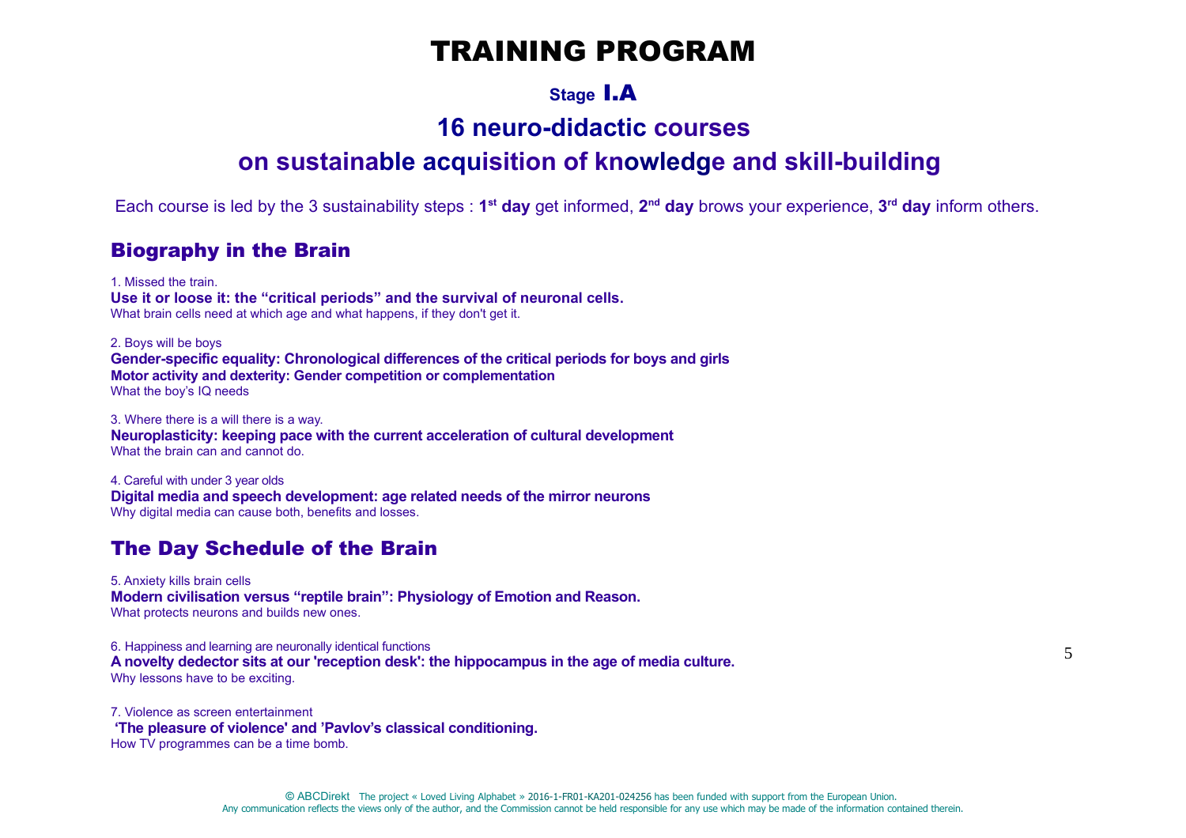# TRAINING PROGRAM

### Stage I.A

## 16 neuro-didactic courses

## on sustainable acquisition of knowledge and skill-building

Each course is led by the 3 sustainability steps : **1st day** get informed, **2nd day** brows your experience, **3rd day** inform others.

## Biography in the Brain

1. Missed the train.
**Use it or loose it: the "critical periods" and the survival of neuronal cells.**
What brain cells need at which age and what happens, if they don't get it.

2. Boys will be boys
**Gender-specific equality: Chronological differences of the critical periods for boys and girls**
**Motor activity and dexterity: Gender competition or complementation**
What the boy's IQ needs

3. Where there is a will there is a way.
**Neuroplasticity: keeping pace with the current acceleration of cultural development**
What the brain can and cannot do.

4. Careful with under 3 year olds
**Digital media and speech development: age related needs of the mirror neurons**
Why digital media can cause both, benefits and losses.

## The Day Schedule of the Brain

5. Anxiety kills brain cells
**Modern civilisation versus "reptile brain": Physiology of Emotion and Reason.**
What protects neurons and builds new ones.

6. Happiness and learning are neuronally identical functions
**A novelty dedector sits at our 'reception desk': the hippocampus in the age of media culture.**
Why lessons have to be exciting.

7. Violence as screen entertainment
**'The pleasure of violence' and 'Pavlov's classical conditioning.**
How TV programmes can be a time bomb.

© ABCDirekt The project « Loved Living Alphabet » 2016-1-FR01-KA201-024256 has been funded with support from the European Union.
Any communication reflects the views only of the author, and the Commission cannot be held responsible for any use which may be made of the information contained therein.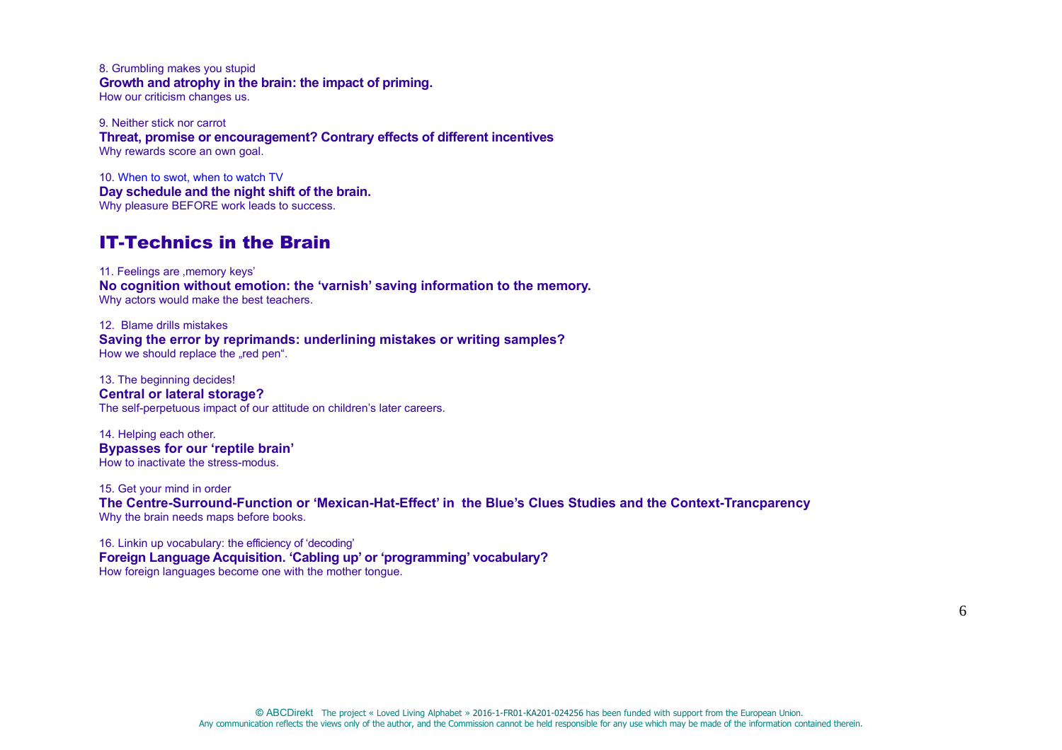8. Grumbling makes you stupid
**Growth and atrophy in the brain: the impact of priming.**
How our criticism changes us.

9. Neither stick nor carrot
**Threat, promise or encouragement? Contrary effects of different incentives**
Why rewards score an own goal.

10. When to swot, when to watch TV
**Day schedule and the night shift of the brain.**
Why pleasure BEFORE work leads to success.

## IT-Technics in the Brain

11. Feelings are ‚memory keys'
**No cognition without emotion: the 'varnish' saving information to the memory.**
Why actors would make the best teachers.

12. Blame drills mistakes
**Saving the error by reprimands: underlining mistakes or writing samples?**
How we should replace the „red pen".

13. The beginning decides!
**Central or lateral storage?**
The self-perpetuous impact of our attitude on children's later careers.

14. Helping each other.
**Bypasses for our 'reptile brain'**
How to inactivate the stress-modus.

15. Get your mind in order
**The Centre-Surround-Function or 'Mexican-Hat-Effect' in the Blue's Clues Studies and the Context-Trancparency**
Why the brain needs maps before books.

16. Linkin up vocabulary: the efficiency of 'decoding'
**Foreign Language Acquisition. 'Cabling up' or 'programming' vocabulary?**
How foreign languages become one with the mother tongue.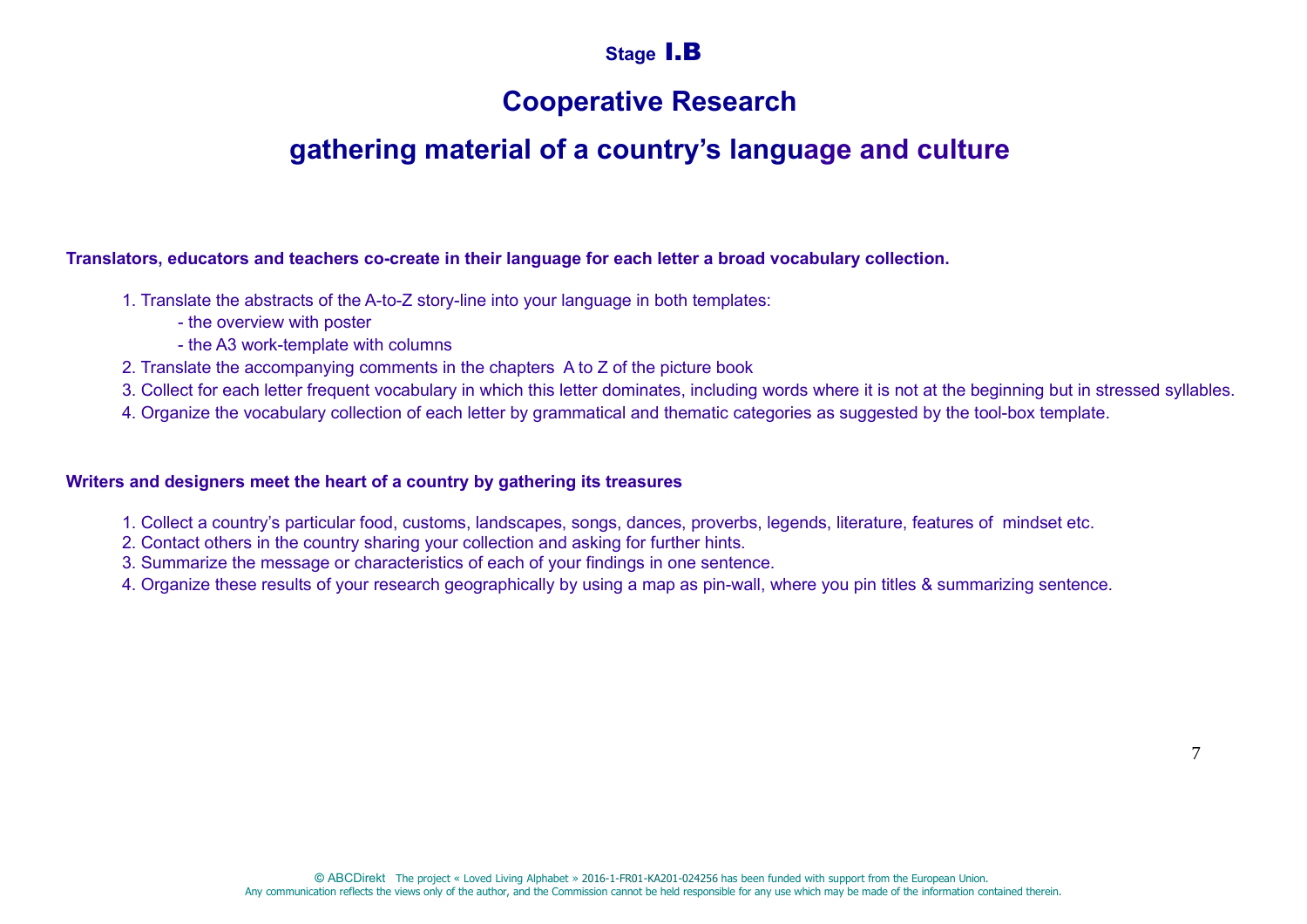# Stage I.B

## Cooperative Research

## gathering material of a country's language and culture

**Translators, educators and teachers co-create in their language for each letter a broad vocabulary collection.**

1. Translate the abstracts of the A-to-Z story-line into your language in both templates:
   - the overview with poster
   - the A3 work-template with columns
2. Translate the accompanying comments in the chapters A to Z of the picture book
3. Collect for each letter frequent vocabulary in which this letter dominates, including words where it is not at the beginning but in stressed syllables.
4. Organize the vocabulary collection of each letter by grammatical and thematic categories as suggested by the tool-box template.

**Writers and designers meet the heart of a country by gathering its treasures**

1. Collect a country's particular food, customs, landscapes, songs, dances, proverbs, legends, literature, features of mindset etc.
2. Contact others in the country sharing your collection and asking for further hints.
3. Summarize the message or characteristics of each of your findings in one sentence.
4. Organize these results of your research geographically by using a map as pin-wall, where you pin titles & summarizing sentence.

© ABCDirekt The project « Loved Living Alphabet » 2016-1-FR01-KA201-024256 has been funded with support from the European Union.
Any communication reflects the views only of the author, and the Commission cannot be held responsible for any use which may be made of the information contained therein.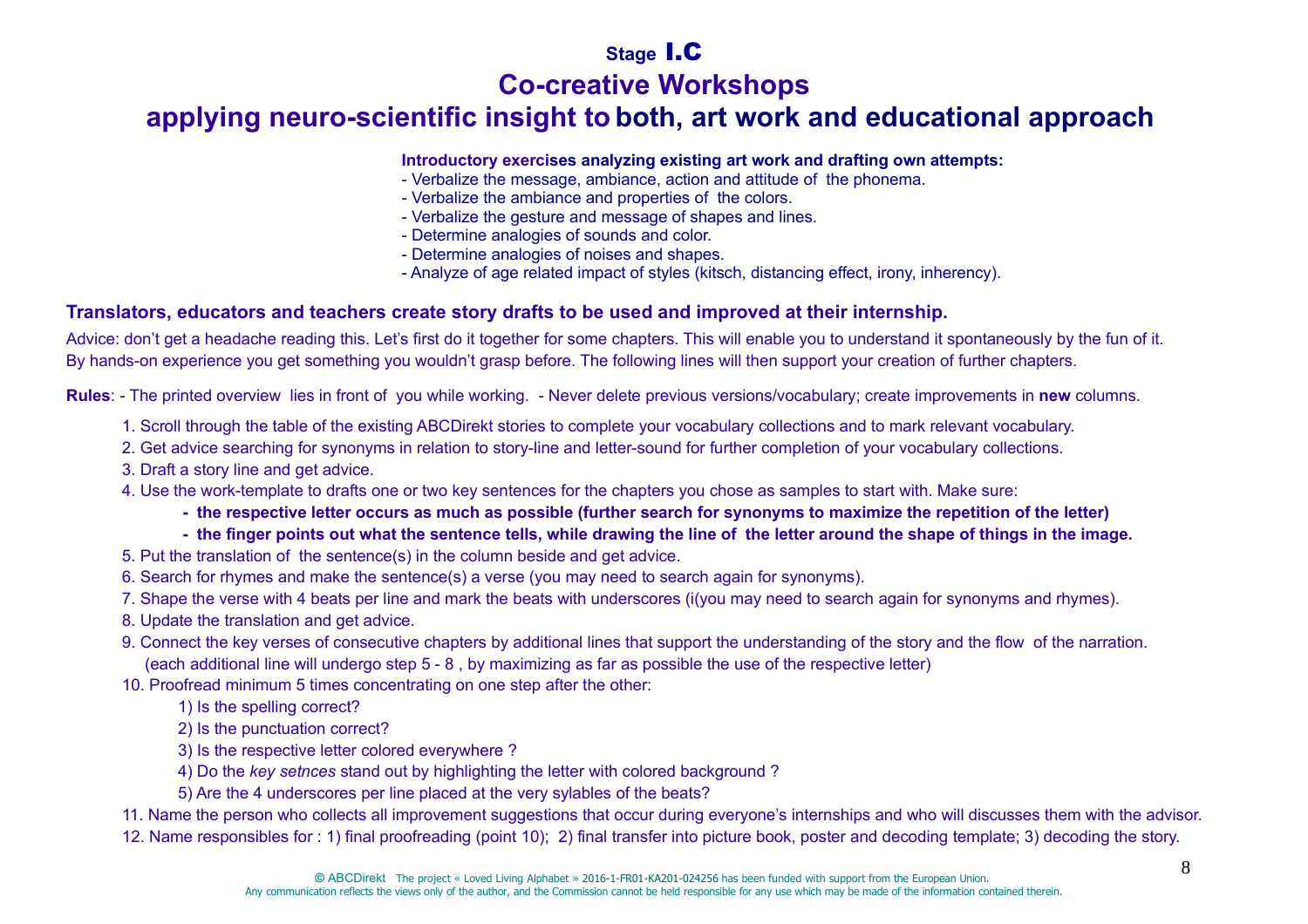# Stage I.c

# Co-creative Workshops

## applying neuro-scientific insight to both, art work and educational approach

**Introductory exercises analyzing existing art work and drafting own attempts:**

- Verbalize the message, ambiance, action and attitude of the phonema.
- Verbalize the ambiance and properties of the colors.
- Verbalize the gesture and message of shapes and lines.
- Determine analogies of sounds and color.
- Determine analogies of noises and shapes.
- Analyze of age related impact of styles (kitsch, distancing effect, irony, inherency).

**Translators, educators and teachers create story drafts to be used and improved at their internship.**

Advice: don't get a headache reading this. Let's first do it together for some chapters. This will enable you to understand it spontaneously by the fun of it. By hands-on experience you get something you wouldn't grasp before. The following lines will then support your creation of further chapters.

**Rules**: - The printed overview lies in front of you while working. - Never delete previous versions/vocabulary; create improvements in **new** columns.

1. Scroll through the table of the existing ABCDirekt stories to complete your vocabulary collections and to mark relevant vocabulary.
2. Get advice searching for synonyms in relation to story-line and letter-sound for further completion of your vocabulary collections.
3. Draft a story line and get advice.
4. Use the work-template to drafts one or two key sentences for the chapters you chose as samples to start with. Make sure:
   - **the respective letter occurs as much as possible (further search for synonyms to maximize the repetition of the letter)**
   - **the finger points out what the sentence tells, while drawing the line of the letter around the shape of things in the image.**
5. Put the translation of the sentence(s) in the column beside and get advice.
6. Search for rhymes and make the sentence(s) a verse (you may need to search again for synonyms).
7. Shape the verse with 4 beats per line and mark the beats with underscores (i(you may need to search again for synonyms and rhymes).
8. Update the translation and get advice.
9. Connect the key verses of consecutive chapters by additional lines that support the understanding of the story and the flow of the narration. (each additional line will undergo step 5 - 8 , by maximizing as far as possible the use of the respective letter)
10. Proofread minimum 5 times concentrating on one step after the other:
    1) Is the spelling correct?
    2) Is the punctuation correct?
    3) Is the respective letter colored everywhere ?
    4) Do the *key setnces* stand out by highlighting the letter with colored background ?
    5) Are the 4 underscores per line placed at the very sylables of the beats?
11. Name the person who collects all improvement suggestions that occur during everyone's internships and who will discusses them with the advisor.
12. Name responsibles for : 1) final proofreading (point 10); 2) final transfer into picture book, poster and decoding template; 3) decoding the story.

© ABCDirekt The project « Loved Living Alphabet » 2016-1-FR01-KA201-024256 has been funded with support from the European Union.
Any communication reflects the views only of the author, and the Commission cannot be held responsible for any use which may be made of the information contained therein.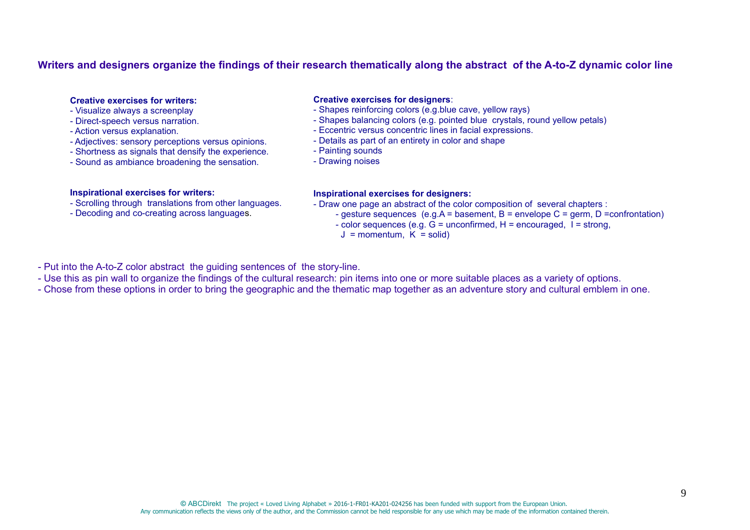## Writers and designers organize the findings of their research thematically along the abstract of the A-to-Z dynamic color line

**Creative exercises for writers:**

- Visualize always a screenplay
- Direct-speech versus narration.
- Action versus explanation.
- Adjectives: sensory perceptions versus opinions.
- Shortness as signals that densify the experience.
- Sound as ambiance broadening the sensation.

**Creative exercises for designers**:

- Shapes reinforcing colors (e.g.blue cave, yellow rays)
- Shapes balancing colors (e.g. pointed blue crystals, round yellow petals)
- Eccentric versus concentric lines in facial expressions.
- Details as part of an entirety in color and shape
- Painting sounds
- Drawing noises

**Inspirational exercises for writers:**

- Scrolling through translations from other languages.
- Decoding and co-creating across languages.

**Inspirational exercises for designers:**

- Draw one page an abstract of the color composition of several chapters :
    - gesture sequences (e.g.A = basement, B = envelope C = germ, D =confrontation)
    - color sequences (e.g. G = unconfirmed, H = encouraged, I = strong, J = momentum, K = solid)

- Put into the A-to-Z color abstract the guiding sentences of the story-line.
- Use this as pin wall to organize the findings of the cultural research: pin items into one or more suitable places as a variety of options.
- Chose from these options in order to bring the geographic and the thematic map together as an adventure story and cultural emblem in one.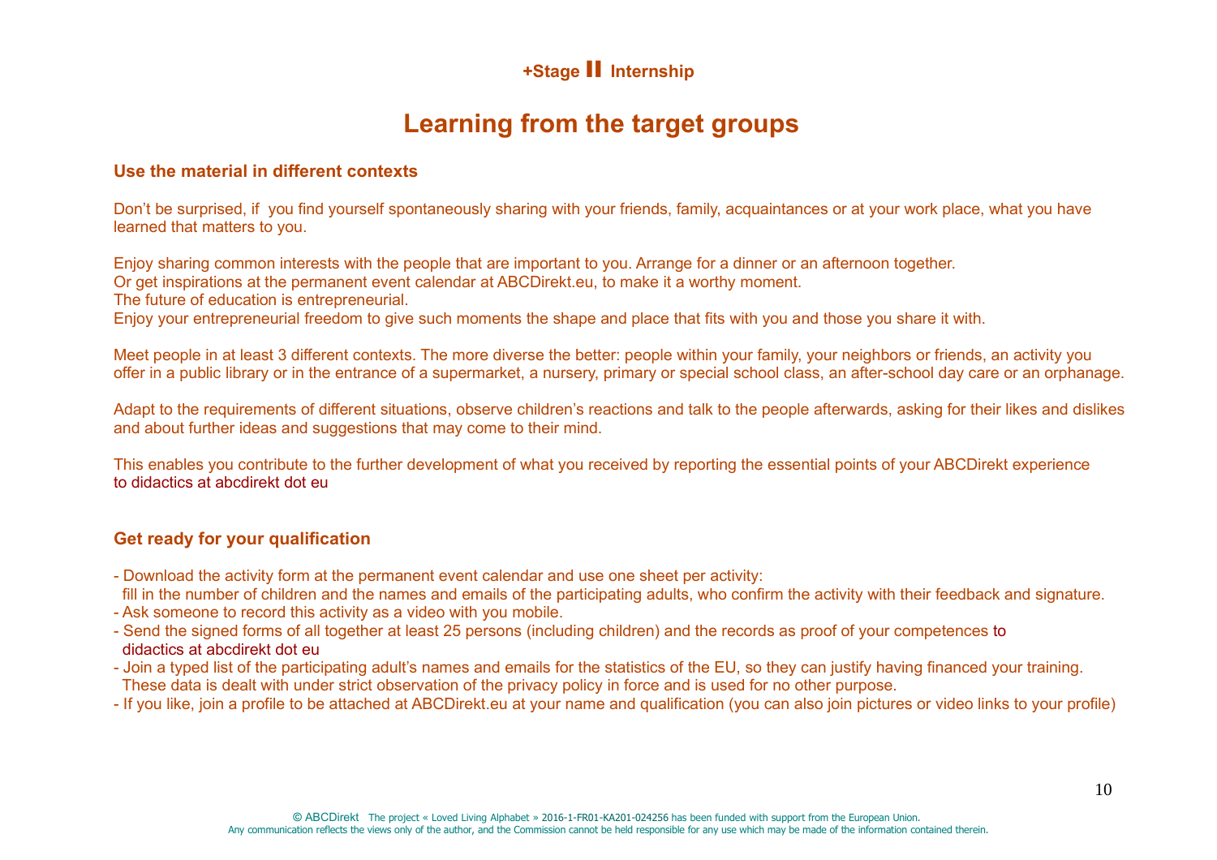**+Stage II Internship**

# Learning from the target groups

## Use the material in different contexts

Don't be surprised, if you find yourself spontaneously sharing with your friends, family, acquaintances or at your work place, what you have learned that matters to you.

Enjoy sharing common interests with the people that are important to you. Arrange for a dinner or an afternoon together.
Or get inspirations at the permanent event calendar at ABCDirekt.eu, to make it a worthy moment.
The future of education is entrepreneurial.
Enjoy your entrepreneurial freedom to give such moments the shape and place that fits with you and those you share it with.

Meet people in at least 3 different contexts. The more diverse the better: people within your family, your neighbors or friends, an activity you offer in a public library or in the entrance of a supermarket, a nursery, primary or special school class, an after-school day care or an orphanage.

Adapt to the requirements of different situations, observe children's reactions and talk to the people afterwards, asking for their likes and dislikes and about further ideas and suggestions that may come to their mind.

This enables you contribute to the further development of what you received by reporting the essential points of your ABCDirekt experience to didactics at abcdirekt dot eu

## Get ready for your qualification

- Download the activity form at the permanent event calendar and use one sheet per activity:
  fill in the number of children and the names and emails of the participating adults, who confirm the activity with their feedback and signature.
- Ask someone to record this activity as a video with you mobile.
- Send the signed forms of all together at least 25 persons (including children) and the records as proof of your competences to didactics at abcdirekt dot eu
- Join a typed list of the participating adult's names and emails for the statistics of the EU, so they can justify having financed your training.
  These data is dealt with under strict observation of the privacy policy in force and is used for no other purpose.
- If you like, join a profile to be attached at ABCDirekt.eu at your name and qualification (you can also join pictures or video links to your profile)

© ABCDirekt The project « Loved Living Alphabet » 2016-1-FR01-KA201-024256 has been funded with support from the European Union.
Any communication reflects the views only of the author, and the Commission cannot be held responsible for any use which may be made of the information contained therein.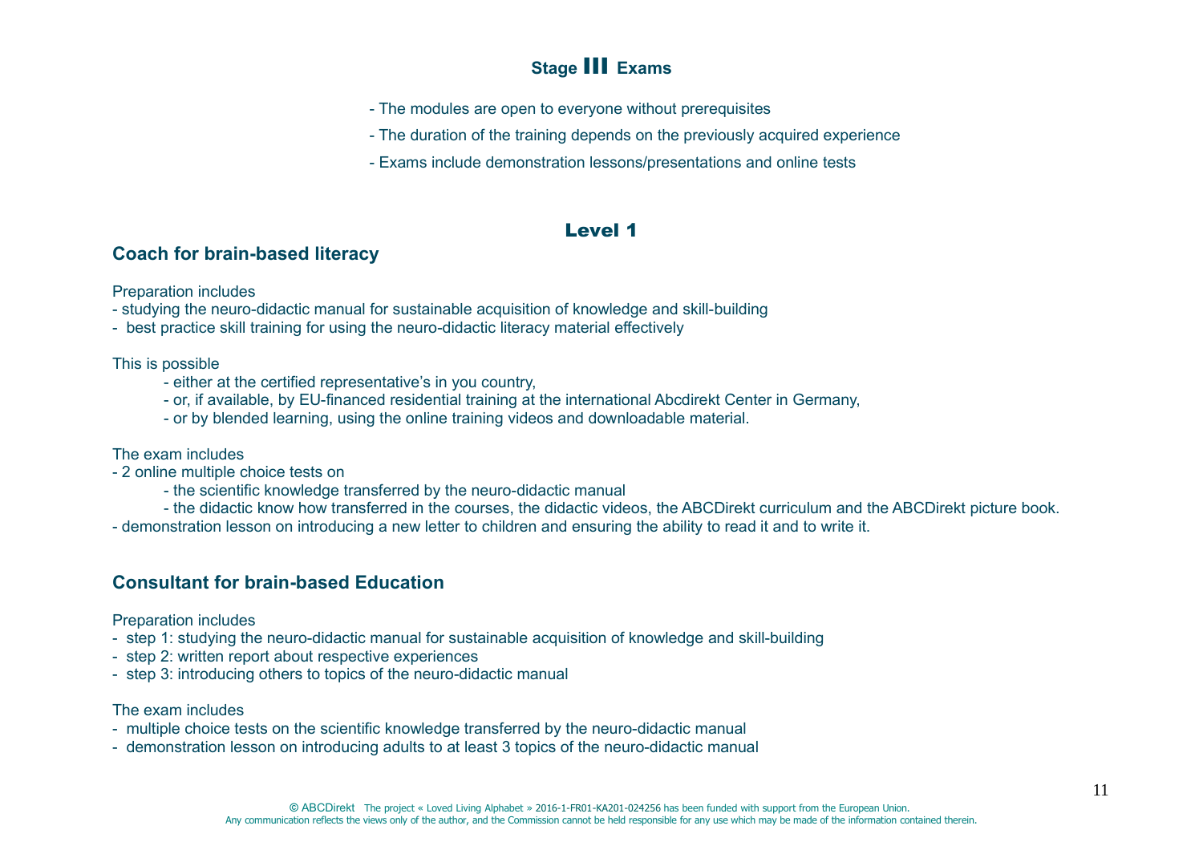# Stage III Exams

- The modules are open to everyone without prerequisites
- The duration of the training depends on the previously acquired experience
- Exams include demonstration lessons/presentations and online tests

## Level 1

### Coach for brain-based literacy

Preparation includes
- studying the neuro-didactic manual for sustainable acquisition of knowledge and skill-building
- best practice skill training for using the neuro-didactic literacy material effectively

This is possible
- either at the certified representative's in you country,
- or, if available, by EU-financed residential training at the international Abcdirekt Center in Germany,
- or by blended learning, using the online training videos and downloadable material.

The exam includes
- 2 online multiple choice tests on
  - the scientific knowledge transferred by the neuro-didactic manual
  - the didactic know how transferred in the courses, the didactic videos, the ABCDirekt curriculum and the ABCDirekt picture book.
- demonstration lesson on introducing a new letter to children and ensuring the ability to read it and to write it.

### Consultant for brain-based Education

Preparation includes
- step 1: studying the neuro-didactic manual for sustainable acquisition of knowledge and skill-building
- step 2: written report about respective experiences
- step 3: introducing others to topics of the neuro-didactic manual

The exam includes
- multiple choice tests on the scientific knowledge transferred by the neuro-didactic manual
- demonstration lesson on introducing adults to at least 3 topics of the neuro-didactic manual

© ABCDirekt The project « Loved Living Alphabet » 2016-1-FR01-KA201-024256 has been funded with support from the European Union.
Any communication reflects the views only of the author, and the Commission cannot be held responsible for any use which may be made of the information contained therein.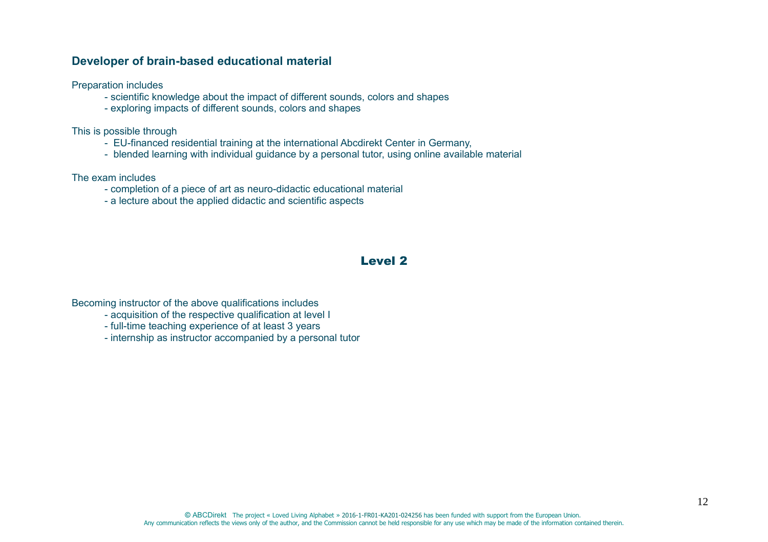### Developer of brain-based educational material

Preparation includes

- scientific knowledge about the impact of different sounds, colors and shapes
- exploring impacts of different sounds, colors and shapes

This is possible through

- EU-financed residential training at the international Abcdirekt Center in Germany,
- blended learning with individual guidance by a personal tutor, using online available material

The exam includes

- completion of a piece of art as neuro-didactic educational material
- a lecture about the applied didactic and scientific aspects

## Level 2

Becoming instructor of the above qualifications includes

- acquisition of the respective qualification at level I
- full-time teaching experience of at least 3 years
- internship as instructor accompanied by a personal tutor